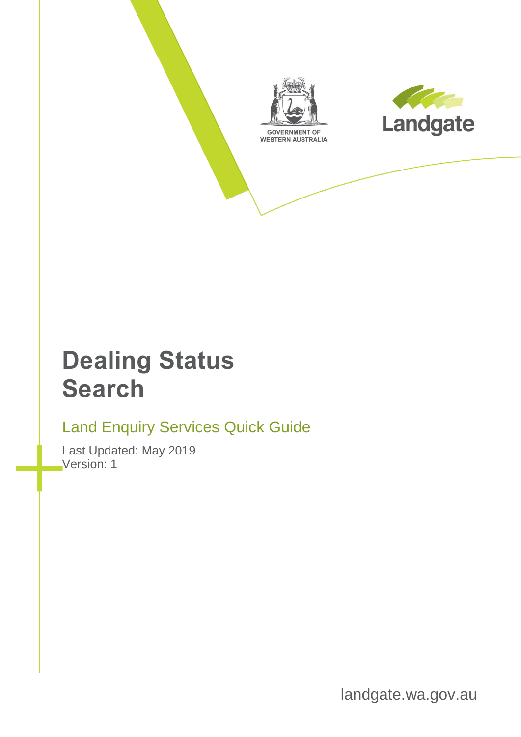GOVERNMENT OF WESTERN AUSTRALIA

Landgate

# Dealing Status Search

## Land Enquiry Services Quick Guide

Last Updated: May 2019
Version: 1

landgate.wa.gov.au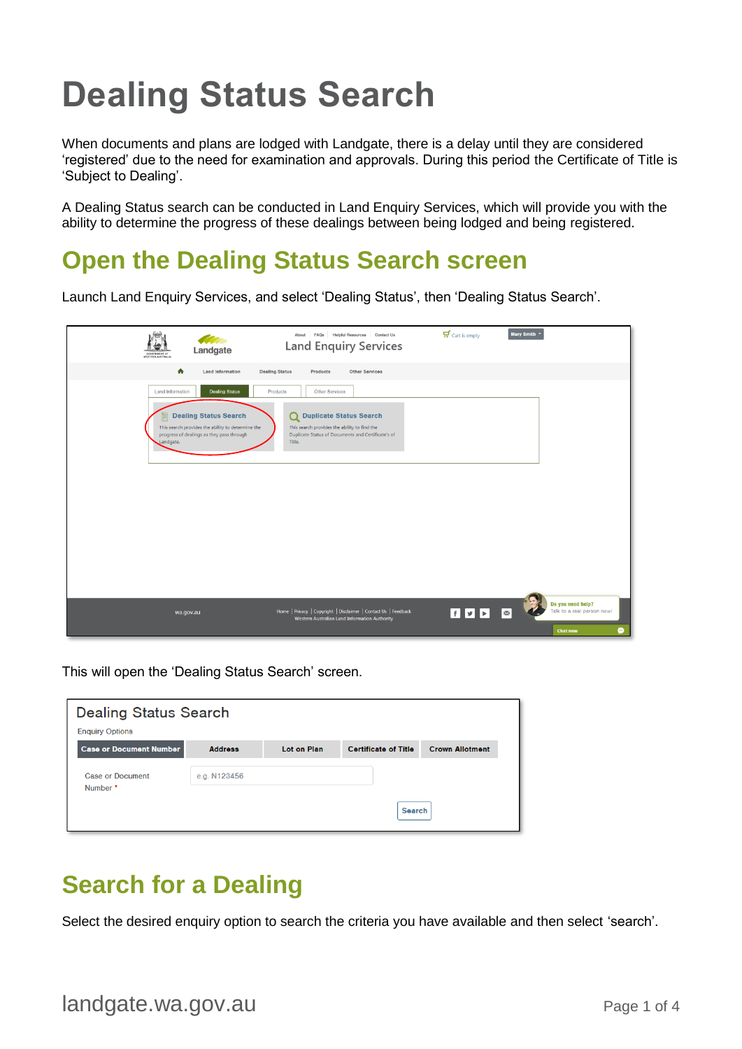# Dealing Status Search

When documents and plans are lodged with Landgate, there is a delay until they are considered 'registered' due to the need for examination and approvals. During this period the Certificate of Title is 'Subject to Dealing'.

A Dealing Status search can be conducted in Land Enquiry Services, which will provide you with the ability to determine the progress of these dealings between being lodged and being registered.

## Open the Dealing Status Search screen

Launch Land Enquiry Services, and select 'Dealing Status', then 'Dealing Status Search'.

This will open the 'Dealing Status Search' screen.

## Search for a Dealing

Select the desired enquiry option to search the criteria you have available and then select 'search'.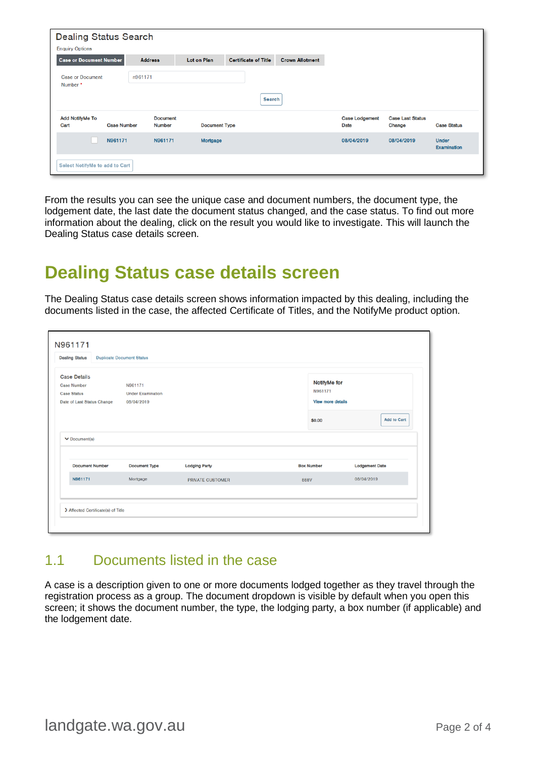| Dealing Status Search | | | | | | |
|---|---|---|---|---|---|---|
| Enquiry Options: Case or Document Number, Address, Lot on Plan, Certificate of Title, Crown Allotment | | | | | | |
| Case or Document Number * | n961171 | | | | | |
| Search | | | | | | |
| **Add NotifyMe To Cart** | **Case Number** | **Document Number** | **Document Type** | **Case Lodgement Date** | **Case Last Status Change** | **Case Status** |
| ☐ | N961171 | N961171 | Mortgage | 08/04/2019 | 08/04/2019 | Under Examination |
| Select NotifyMe to add to Cart | | | | | | |

From the results you can see the unique case and document numbers, the document type, the lodgement date, the last date the document status changed, and the case status. To find out more information about the dealing, click on the result you would like to investigate. This will launch the Dealing Status case details screen.

# Dealing Status case details screen

The Dealing Status case details screen shows information impacted by this dealing, including the documents listed in the case, the affected Certificate of Titles, and the NotifyMe product option.

N961171

Dealing Status | Duplicate Document Status

**Case Details**

| | |
|---|---|
| Case Number | N961171 |
| Case Status | Under Examination |
| Date of Last Status Change | 08/04/2019 |

NotifyMe for N961171 — View more details — $0.00 — Add to Cart

Document(s)

| Document Number | Document Type | Lodging Party | Box Number | Lodgement Date |
|---|---|---|---|---|
| N961171 | Mortgage | PRIVATE CUSTOMER | 888V | 08/04/2019 |

Affected Certificate(s) of Title

## 1.1 Documents listed in the case

A case is a description given to one or more documents lodged together as they travel through the registration process as a group. The document dropdown is visible by default when you open this screen; it shows the document number, the type, the lodging party, a box number (if applicable) and the lodgement date.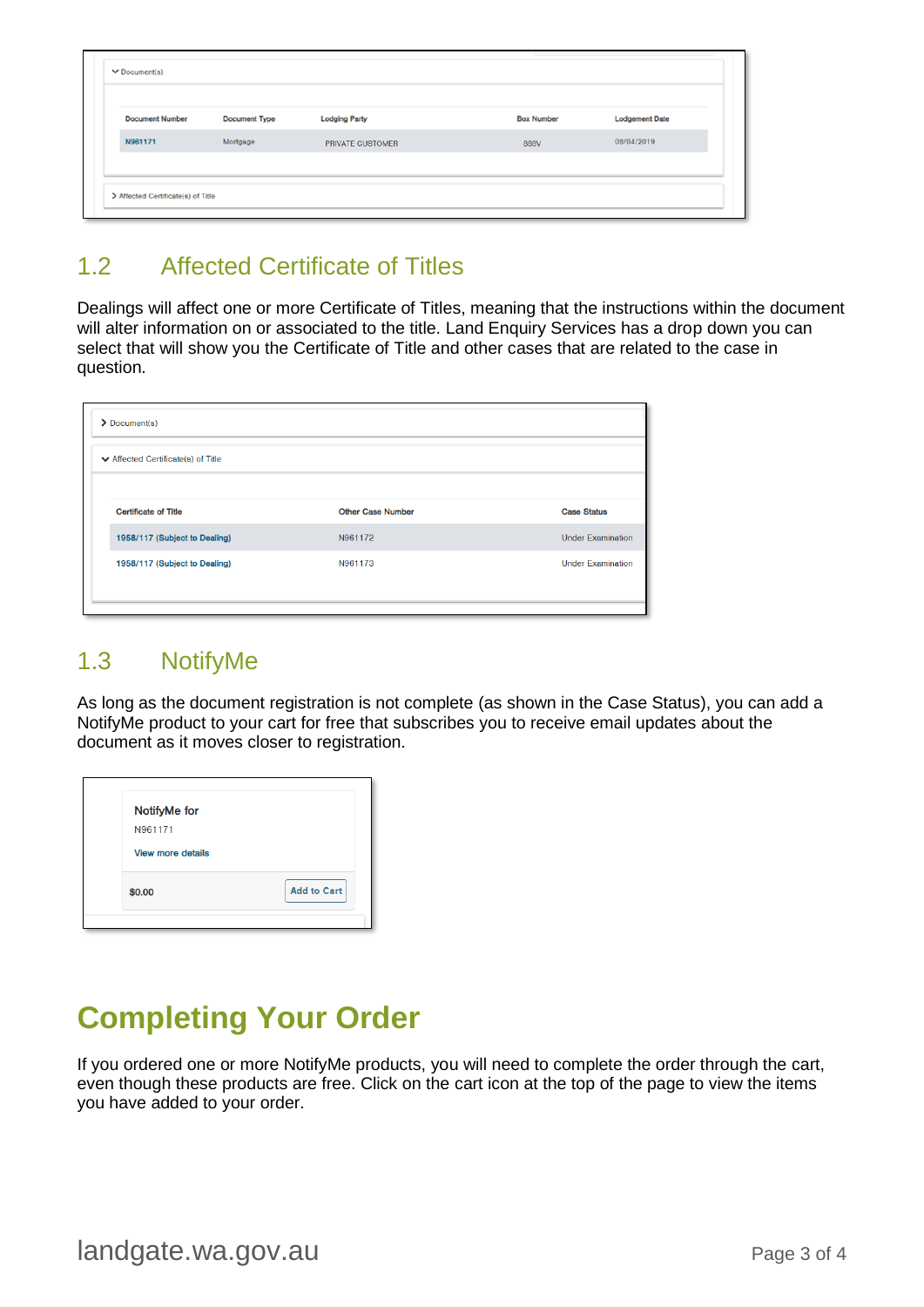## 1.2 Affected Certificate of Titles

Dealings will affect one or more Certificate of Titles, meaning that the instructions within the document will alter information on or associated to the title. Land Enquiry Services has a drop down you can select that will show you the Certificate of Title and other cases that are related to the case in question.

## 1.3 NotifyMe

As long as the document registration is not complete (as shown in the Case Status), you can add a NotifyMe product to your cart for free that subscribes you to receive email updates about the document as it moves closer to registration.

# Completing Your Order

If you ordered one or more NotifyMe products, you will need to complete the order through the cart, even though these products are free. Click on the cart icon at the top of the page to view the items you have added to your order.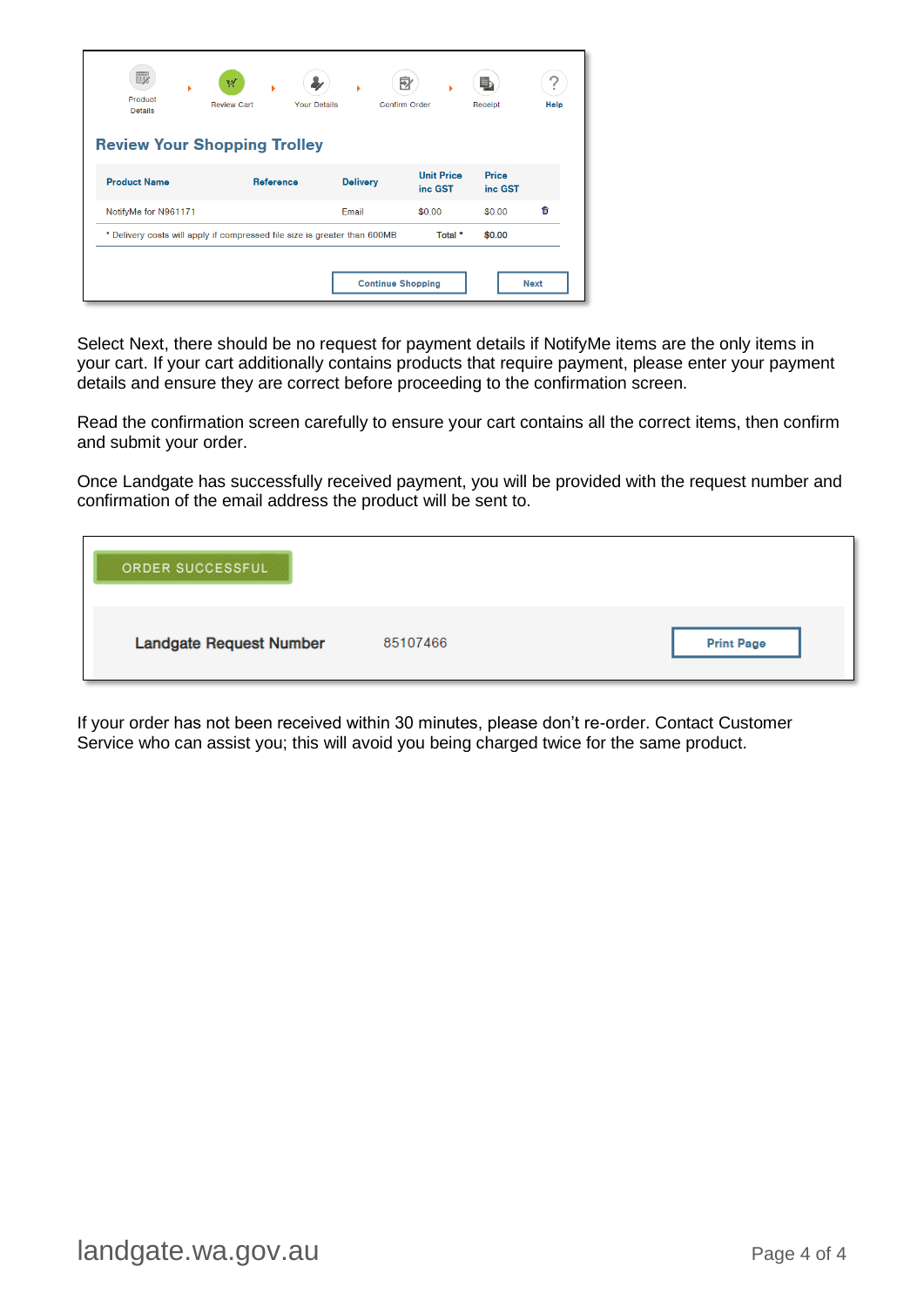Product Details ▸ Review Cart ▸ Your Details ▸ Confirm Order ▸ Receipt | Help

**Review Your Shopping Trolley**

| Product Name | Reference | Delivery | Unit Price inc GST | Price inc GST |
|---|---|---|---|---|
| NotifyMe for N961171 | | Email | $0.00 | $0.00 |
| * Delivery costs will apply if compressed file size is greater than 600MB | | | Total * | $0.00 |

Continue Shopping | Next

Select Next, there should be no request for payment details if NotifyMe items are the only items in your cart. If your cart additionally contains products that require payment, please enter your payment details and ensure they are correct before proceeding to the confirmation screen.

Read the confirmation screen carefully to ensure your cart contains all the correct items, then confirm and submit your order.

Once Landgate has successfully received payment, you will be provided with the request number and confirmation of the email address the product will be sent to.

ORDER SUCCESSFUL

**Landgate Request Number** 85107466 Print Page

If your order has not been received within 30 minutes, please don't re-order. Contact Customer Service who can assist you; this will avoid you being charged twice for the same product.